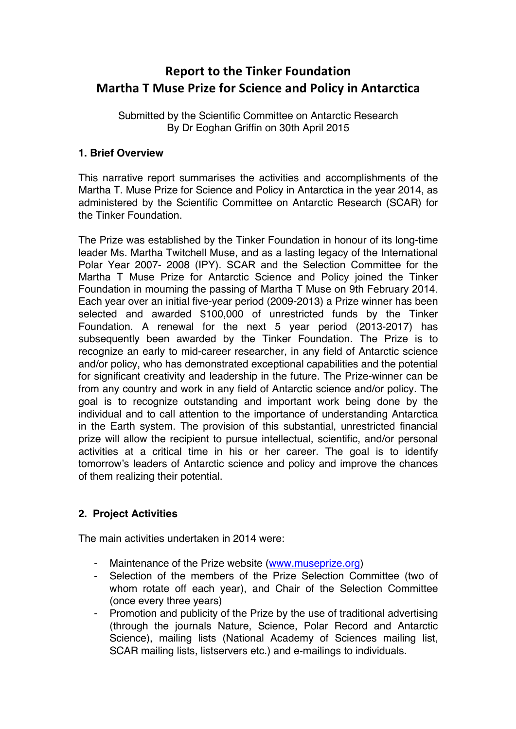# Report to the Tinker Foundation
# Martha T Muse Prize for Science and Policy in Antarctica

Submitted by the Scientific Committee on Antarctic Research
By Dr Eoghan Griffin on 30th April 2015

### 1. Brief Overview

This narrative report summarises the activities and accomplishments of the Martha T. Muse Prize for Science and Policy in Antarctica in the year 2014, as administered by the Scientific Committee on Antarctic Research (SCAR) for the Tinker Foundation.

The Prize was established by the Tinker Foundation in honour of its long-time leader Ms. Martha Twitchell Muse, and as a lasting legacy of the International Polar Year 2007- 2008 (IPY). SCAR and the Selection Committee for the Martha T Muse Prize for Antarctic Science and Policy joined the Tinker Foundation in mourning the passing of Martha T Muse on 9th February 2014. Each year over an initial five-year period (2009-2013) a Prize winner has been selected and awarded $100,000 of unrestricted funds by the Tinker Foundation. A renewal for the next 5 year period (2013-2017) has subsequently been awarded by the Tinker Foundation. The Prize is to recognize an early to mid-career researcher, in any field of Antarctic science and/or policy, who has demonstrated exceptional capabilities and the potential for significant creativity and leadership in the future. The Prize-winner can be from any country and work in any field of Antarctic science and/or policy. The goal is to recognize outstanding and important work being done by the individual and to call attention to the importance of understanding Antarctica in the Earth system. The provision of this substantial, unrestricted financial prize will allow the recipient to pursue intellectual, scientific, and/or personal activities at a critical time in his or her career. The goal is to identify tomorrow's leaders of Antarctic science and policy and improve the chances of them realizing their potential.

### 2. Project Activities

The main activities undertaken in 2014 were:

- Maintenance of the Prize website (www.museprize.org)
- Selection of the members of the Prize Selection Committee (two of whom rotate off each year), and Chair of the Selection Committee (once every three years)
- Promotion and publicity of the Prize by the use of traditional advertising (through the journals Nature, Science, Polar Record and Antarctic Science), mailing lists (National Academy of Sciences mailing list, SCAR mailing lists, listservers etc.) and e-mailings to individuals.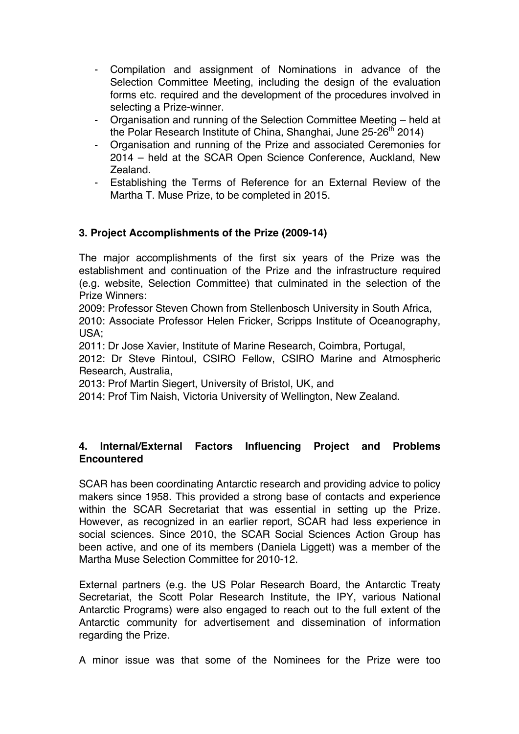- Compilation and assignment of Nominations in advance of the Selection Committee Meeting, including the design of the evaluation forms etc. required and the development of the procedures involved in selecting a Prize-winner.
- Organisation and running of the Selection Committee Meeting – held at the Polar Research Institute of China, Shanghai, June 25-26th 2014)
- Organisation and running of the Prize and associated Ceremonies for 2014 – held at the SCAR Open Science Conference, Auckland, New Zealand.
- Establishing the Terms of Reference for an External Review of the Martha T. Muse Prize, to be completed in 2015.

## 3. Project Accomplishments of the Prize (2009-14)

The major accomplishments of the first six years of the Prize was the establishment and continuation of the Prize and the infrastructure required (e.g. website, Selection Committee) that culminated in the selection of the Prize Winners:

2009: Professor Steven Chown from Stellenbosch University in South Africa,
2010: Associate Professor Helen Fricker, Scripps Institute of Oceanography, USA;
2011: Dr Jose Xavier, Institute of Marine Research, Coimbra, Portugal,
2012: Dr Steve Rintoul, CSIRO Fellow, CSIRO Marine and Atmospheric Research, Australia,
2013: Prof Martin Siegert, University of Bristol, UK, and
2014: Prof Tim Naish, Victoria University of Wellington, New Zealand.

## 4. Internal/External Factors Influencing Project and Problems Encountered

SCAR has been coordinating Antarctic research and providing advice to policy makers since 1958. This provided a strong base of contacts and experience within the SCAR Secretariat that was essential in setting up the Prize. However, as recognized in an earlier report, SCAR had less experience in social sciences. Since 2010, the SCAR Social Sciences Action Group has been active, and one of its members (Daniela Liggett) was a member of the Martha Muse Selection Committee for 2010-12.

External partners (e.g. the US Polar Research Board, the Antarctic Treaty Secretariat, the Scott Polar Research Institute, the IPY, various National Antarctic Programs) were also engaged to reach out to the full extent of the Antarctic community for advertisement and dissemination of information regarding the Prize.

A minor issue was that some of the Nominees for the Prize were too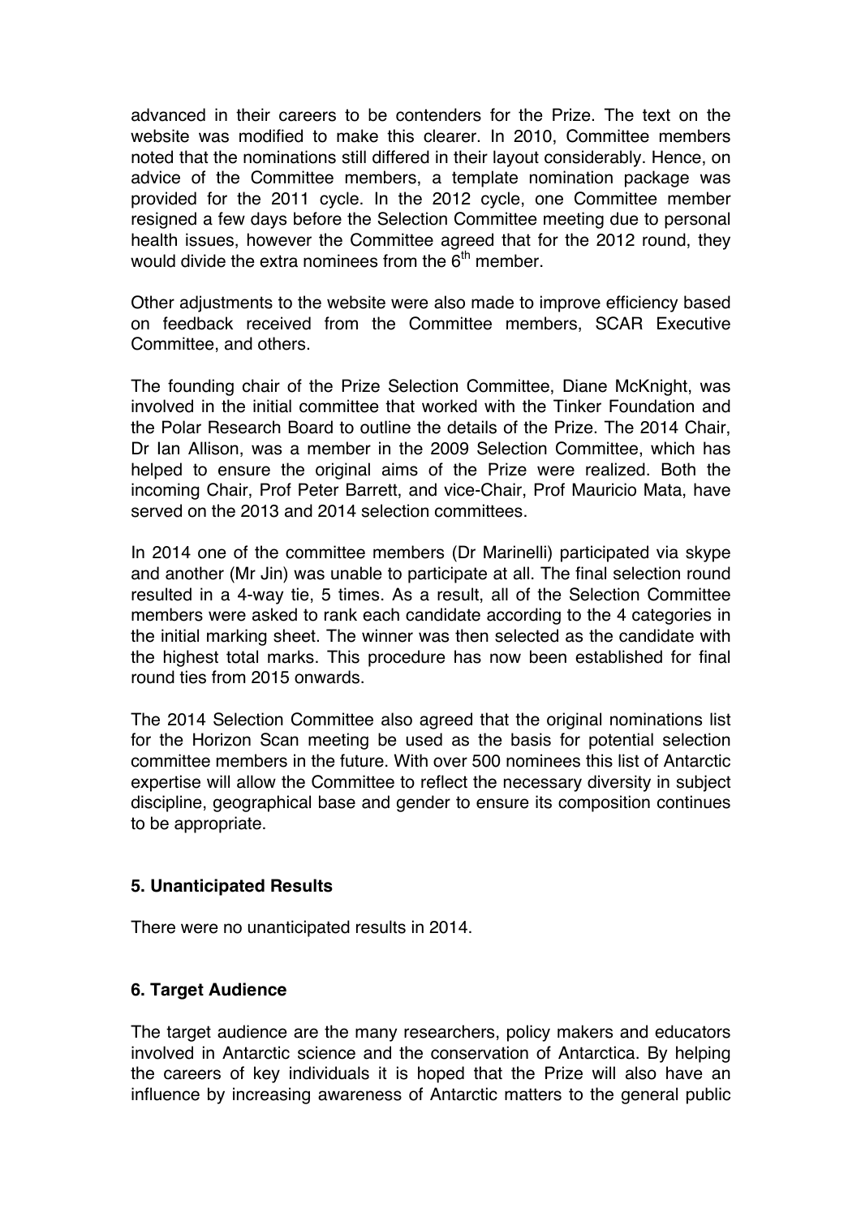advanced in their careers to be contenders for the Prize. The text on the website was modified to make this clearer. In 2010, Committee members noted that the nominations still differed in their layout considerably. Hence, on advice of the Committee members, a template nomination package was provided for the 2011 cycle. In the 2012 cycle, one Committee member resigned a few days before the Selection Committee meeting due to personal health issues, however the Committee agreed that for the 2012 round, they would divide the extra nominees from the 6th member.

Other adjustments to the website were also made to improve efficiency based on feedback received from the Committee members, SCAR Executive Committee, and others.

The founding chair of the Prize Selection Committee, Diane McKnight, was involved in the initial committee that worked with the Tinker Foundation and the Polar Research Board to outline the details of the Prize. The 2014 Chair, Dr Ian Allison, was a member in the 2009 Selection Committee, which has helped to ensure the original aims of the Prize were realized. Both the incoming Chair, Prof Peter Barrett, and vice-Chair, Prof Mauricio Mata, have served on the 2013 and 2014 selection committees.

In 2014 one of the committee members (Dr Marinelli) participated via skype and another (Mr Jin) was unable to participate at all. The final selection round resulted in a 4-way tie, 5 times. As a result, all of the Selection Committee members were asked to rank each candidate according to the 4 categories in the initial marking sheet. The winner was then selected as the candidate with the highest total marks. This procedure has now been established for final round ties from 2015 onwards.

The 2014 Selection Committee also agreed that the original nominations list for the Horizon Scan meeting be used as the basis for potential selection committee members in the future. With over 500 nominees this list of Antarctic expertise will allow the Committee to reflect the necessary diversity in subject discipline, geographical base and gender to ensure its composition continues to be appropriate.

## 5. Unanticipated Results

There were no unanticipated results in 2014.

## 6. Target Audience

The target audience are the many researchers, policy makers and educators involved in Antarctic science and the conservation of Antarctica. By helping the careers of key individuals it is hoped that the Prize will also have an influence by increasing awareness of Antarctic matters to the general public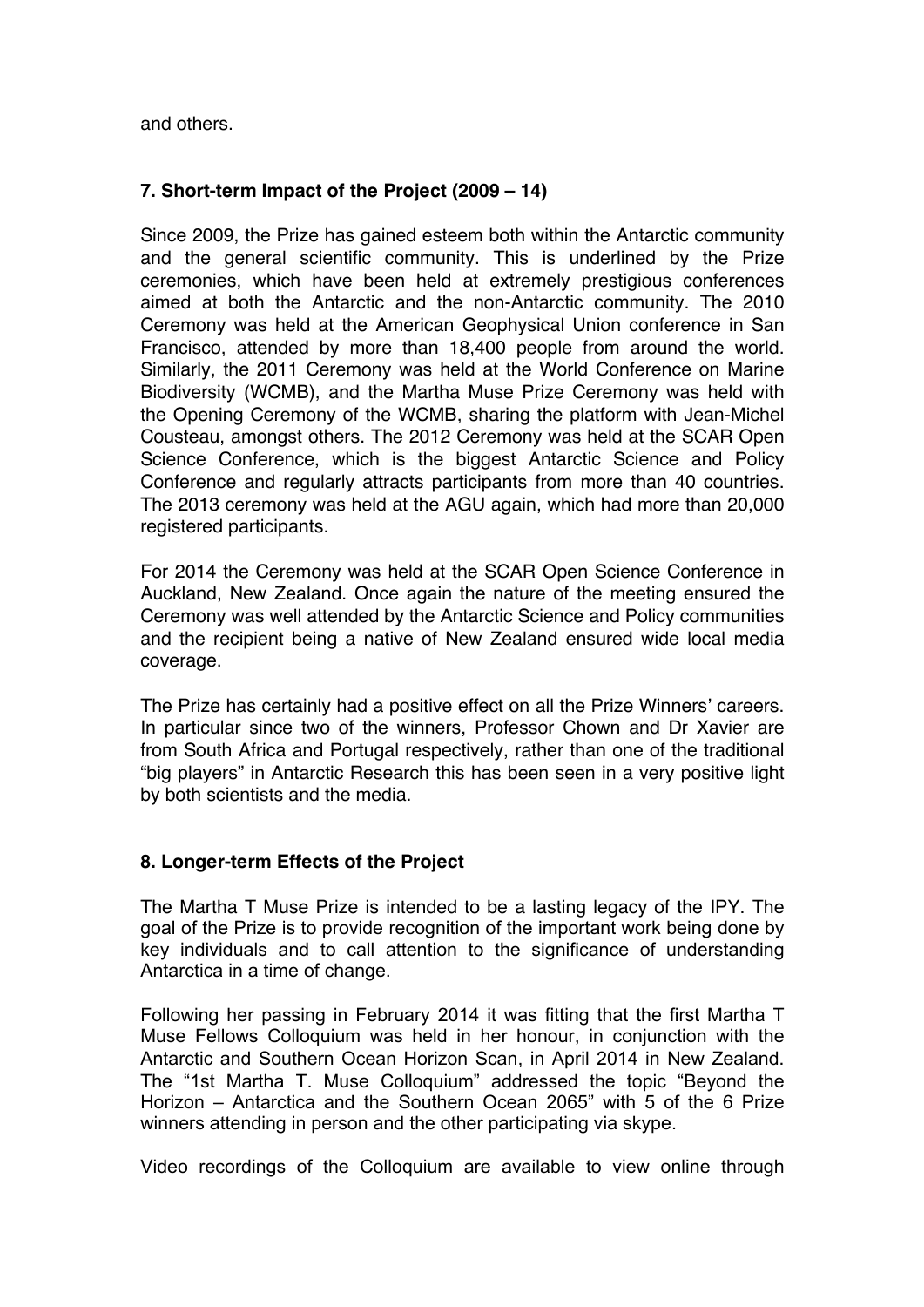and others.

## 7. Short-term Impact of the Project (2009 – 14)

Since 2009, the Prize has gained esteem both within the Antarctic community and the general scientific community. This is underlined by the Prize ceremonies, which have been held at extremely prestigious conferences aimed at both the Antarctic and the non-Antarctic community. The 2010 Ceremony was held at the American Geophysical Union conference in San Francisco, attended by more than 18,400 people from around the world. Similarly, the 2011 Ceremony was held at the World Conference on Marine Biodiversity (WCMB), and the Martha Muse Prize Ceremony was held with the Opening Ceremony of the WCMB, sharing the platform with Jean-Michel Cousteau, amongst others. The 2012 Ceremony was held at the SCAR Open Science Conference, which is the biggest Antarctic Science and Policy Conference and regularly attracts participants from more than 40 countries. The 2013 ceremony was held at the AGU again, which had more than 20,000 registered participants.

For 2014 the Ceremony was held at the SCAR Open Science Conference in Auckland, New Zealand. Once again the nature of the meeting ensured the Ceremony was well attended by the Antarctic Science and Policy communities and the recipient being a native of New Zealand ensured wide local media coverage.

The Prize has certainly had a positive effect on all the Prize Winners' careers. In particular since two of the winners, Professor Chown and Dr Xavier are from South Africa and Portugal respectively, rather than one of the traditional "big players" in Antarctic Research this has been seen in a very positive light by both scientists and the media.

## 8. Longer-term Effects of the Project

The Martha T Muse Prize is intended to be a lasting legacy of the IPY. The goal of the Prize is to provide recognition of the important work being done by key individuals and to call attention to the significance of understanding Antarctica in a time of change.

Following her passing in February 2014 it was fitting that the first Martha T Muse Fellows Colloquium was held in her honour, in conjunction with the Antarctic and Southern Ocean Horizon Scan, in April 2014 in New Zealand. The "1st Martha T. Muse Colloquium" addressed the topic "Beyond the Horizon – Antarctica and the Southern Ocean 2065" with 5 of the 6 Prize winners attending in person and the other participating via skype.

Video recordings of the Colloquium are available to view online through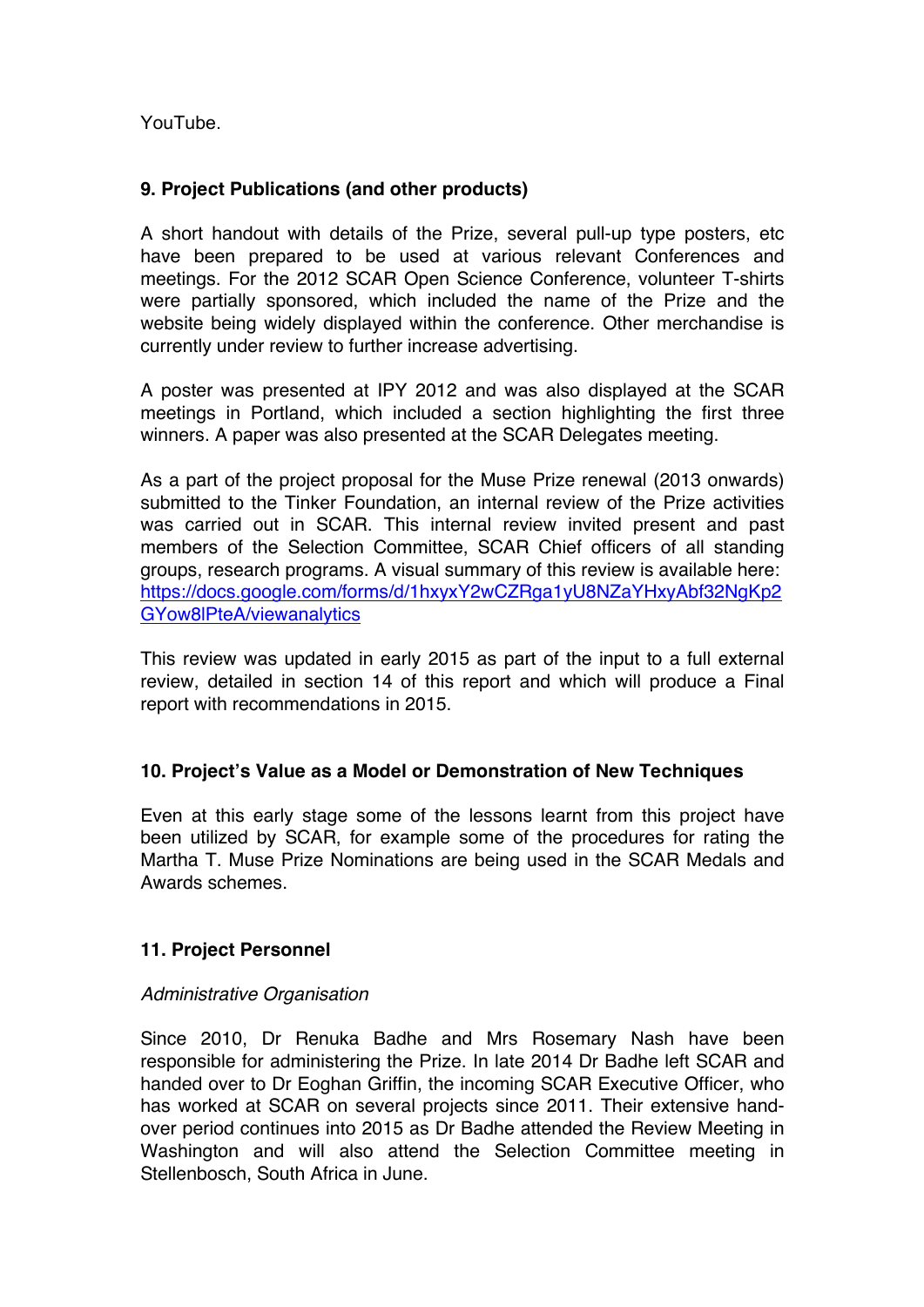YouTube.

## 9. Project Publications (and other products)

A short handout with details of the Prize, several pull-up type posters, etc have been prepared to be used at various relevant Conferences and meetings. For the 2012 SCAR Open Science Conference, volunteer T-shirts were partially sponsored, which included the name of the Prize and the website being widely displayed within the conference. Other merchandise is currently under review to further increase advertising.

A poster was presented at IPY 2012 and was also displayed at the SCAR meetings in Portland, which included a section highlighting the first three winners. A paper was also presented at the SCAR Delegates meeting.

As a part of the project proposal for the Muse Prize renewal (2013 onwards) submitted to the Tinker Foundation, an internal review of the Prize activities was carried out in SCAR. This internal review invited present and past members of the Selection Committee, SCAR Chief officers of all standing groups, research programs. A visual summary of this review is available here: https://docs.google.com/forms/d/1hxyxY2wCZRga1yU8NZaYHxyAbf32NgKp2GYow8lPteA/viewanalytics

This review was updated in early 2015 as part of the input to a full external review, detailed in section 14 of this report and which will produce a Final report with recommendations in 2015.

## 10. Project's Value as a Model or Demonstration of New Techniques

Even at this early stage some of the lessons learnt from this project have been utilized by SCAR, for example some of the procedures for rating the Martha T. Muse Prize Nominations are being used in the SCAR Medals and Awards schemes.

## 11. Project Personnel

*Administrative Organisation*

Since 2010, Dr Renuka Badhe and Mrs Rosemary Nash have been responsible for administering the Prize. In late 2014 Dr Badhe left SCAR and handed over to Dr Eoghan Griffin, the incoming SCAR Executive Officer, who has worked at SCAR on several projects since 2011. Their extensive hand-over period continues into 2015 as Dr Badhe attended the Review Meeting in Washington and will also attend the Selection Committee meeting in Stellenbosch, South Africa in June.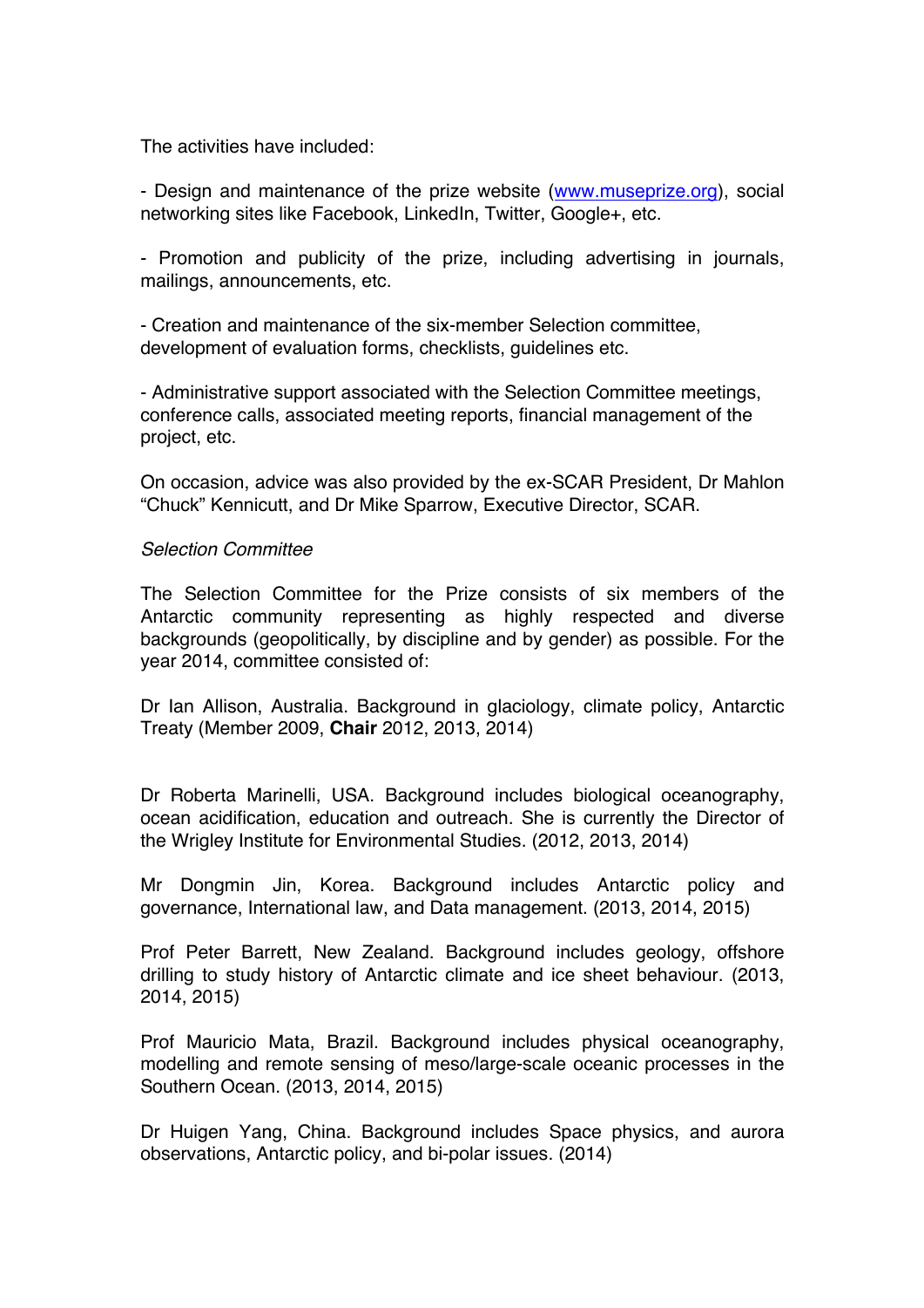The activities have included:

- Design and maintenance of the prize website ([www.museprize.org](www.museprize.org)), social networking sites like Facebook, LinkedIn, Twitter, Google+, etc.

- Promotion and publicity of the prize, including advertising in journals, mailings, announcements, etc.

- Creation and maintenance of the six-member Selection committee, development of evaluation forms, checklists, guidelines etc.

- Administrative support associated with the Selection Committee meetings, conference calls, associated meeting reports, financial management of the project, etc.

On occasion, advice was also provided by the ex-SCAR President, Dr Mahlon "Chuck" Kennicutt, and Dr Mike Sparrow, Executive Director, SCAR.

*Selection Committee*

The Selection Committee for the Prize consists of six members of the Antarctic community representing as highly respected and diverse backgrounds (geopolitically, by discipline and by gender) as possible. For the year 2014, committee consisted of:

Dr Ian Allison, Australia. Background in glaciology, climate policy, Antarctic Treaty (Member 2009, **Chair** 2012, 2013, 2014)

Dr Roberta Marinelli, USA. Background includes biological oceanography, ocean acidification, education and outreach. She is currently the Director of the Wrigley Institute for Environmental Studies. (2012, 2013, 2014)

Mr Dongmin Jin, Korea. Background includes Antarctic policy and governance, International law, and Data management. (2013, 2014, 2015)

Prof Peter Barrett, New Zealand. Background includes geology, offshore drilling to study history of Antarctic climate and ice sheet behaviour. (2013, 2014, 2015)

Prof Mauricio Mata, Brazil. Background includes physical oceanography, modelling and remote sensing of meso/large-scale oceanic processes in the Southern Ocean. (2013, 2014, 2015)

Dr Huigen Yang, China. Background includes Space physics, and aurora observations, Antarctic policy, and bi-polar issues. (2014)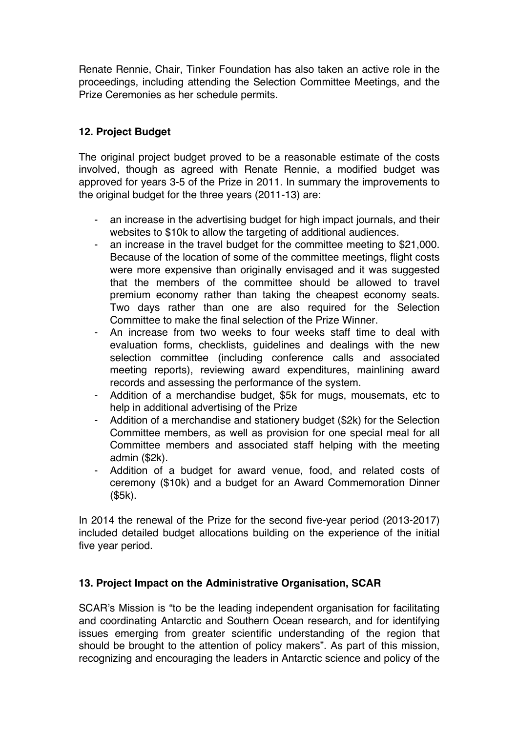Renate Rennie, Chair, Tinker Foundation has also taken an active role in the proceedings, including attending the Selection Committee Meetings, and the Prize Ceremonies as her schedule permits.

## 12. Project Budget

The original project budget proved to be a reasonable estimate of the costs involved, though as agreed with Renate Rennie, a modified budget was approved for years 3-5 of the Prize in 2011. In summary the improvements to the original budget for the three years (2011-13) are:

- an increase in the advertising budget for high impact journals, and their websites to $10k to allow the targeting of additional audiences.
- an increase in the travel budget for the committee meeting to $21,000. Because of the location of some of the committee meetings, flight costs were more expensive than originally envisaged and it was suggested that the members of the committee should be allowed to travel premium economy rather than taking the cheapest economy seats. Two days rather than one are also required for the Selection Committee to make the final selection of the Prize Winner.
- An increase from two weeks to four weeks staff time to deal with evaluation forms, checklists, guidelines and dealings with the new selection committee (including conference calls and associated meeting reports), reviewing award expenditures, mainlining award records and assessing the performance of the system.
- Addition of a merchandise budget, $5k for mugs, mousemats, etc to help in additional advertising of the Prize
- Addition of a merchandise and stationery budget ($2k) for the Selection Committee members, as well as provision for one special meal for all Committee members and associated staff helping with the meeting admin ($2k).
- Addition of a budget for award venue, food, and related costs of ceremony ($10k) and a budget for an Award Commemoration Dinner ($5k).

In 2014 the renewal of the Prize for the second five-year period (2013-2017) included detailed budget allocations building on the experience of the initial five year period.

## 13. Project Impact on the Administrative Organisation, SCAR

SCAR's Mission is "to be the leading independent organisation for facilitating and coordinating Antarctic and Southern Ocean research, and for identifying issues emerging from greater scientific understanding of the region that should be brought to the attention of policy makers". As part of this mission, recognizing and encouraging the leaders in Antarctic science and policy of the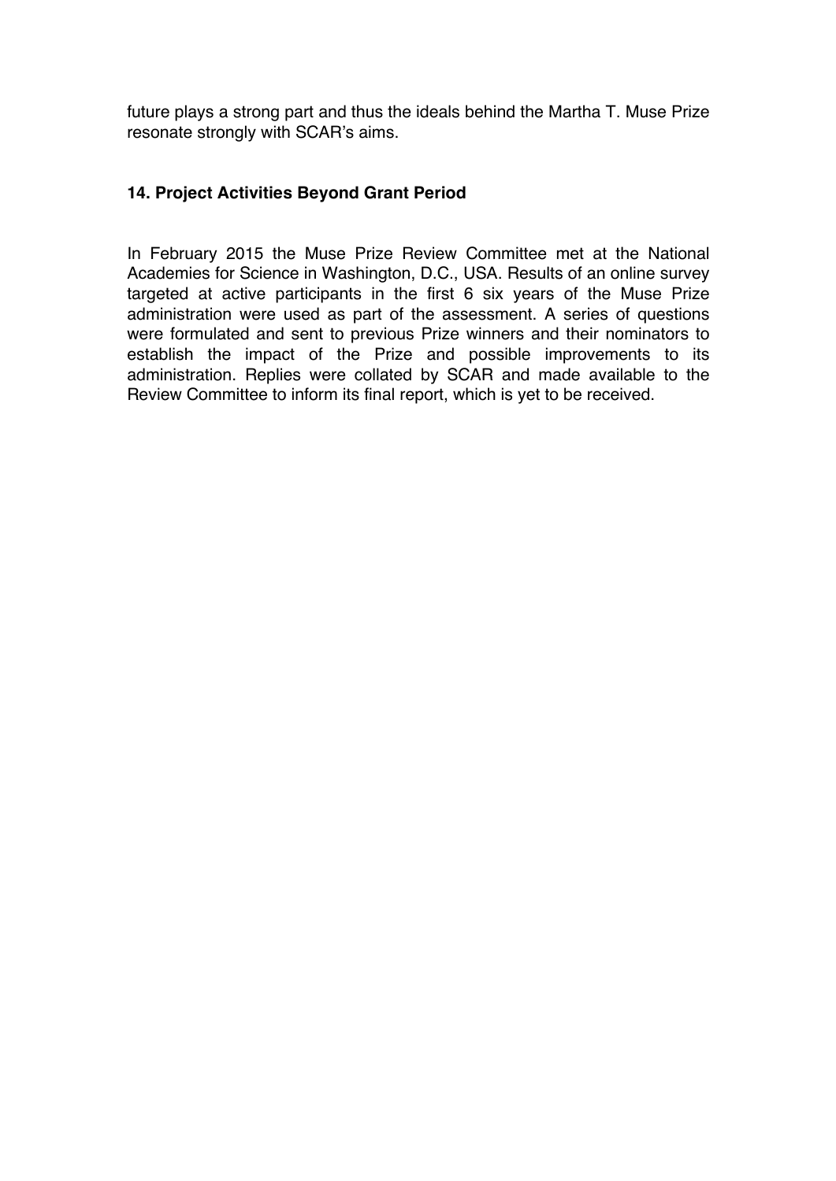future plays a strong part and thus the ideals behind the Martha T. Muse Prize resonate strongly with SCAR's aims.

## 14. Project Activities Beyond Grant Period

In February 2015 the Muse Prize Review Committee met at the National Academies for Science in Washington, D.C., USA. Results of an online survey targeted at active participants in the first 6 six years of the Muse Prize administration were used as part of the assessment. A series of questions were formulated and sent to previous Prize winners and their nominators to establish the impact of the Prize and possible improvements to its administration. Replies were collated by SCAR and made available to the Review Committee to inform its final report, which is yet to be received.